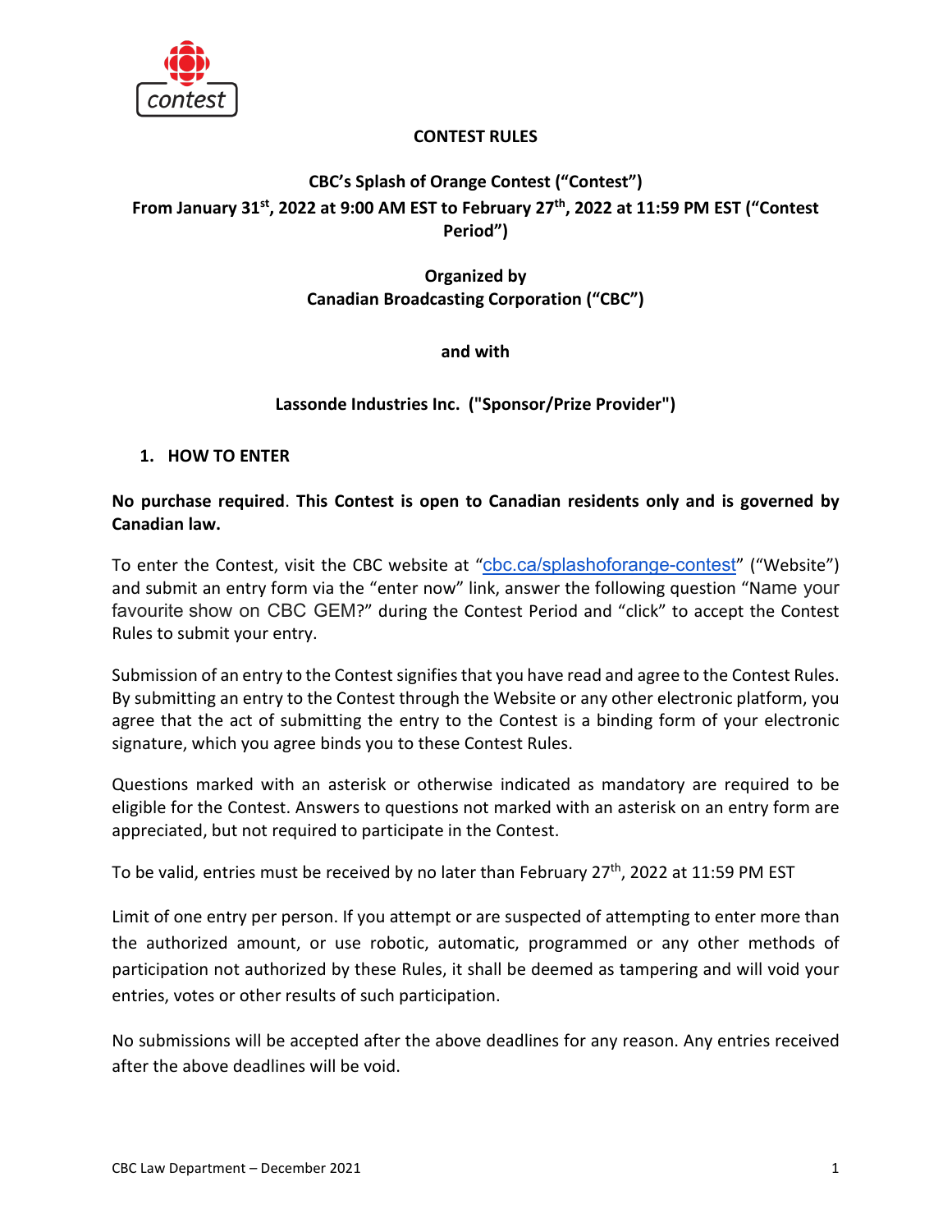## CONTEST RULES

### CBC's Splash of Orange Contest ("Contest")
### From January 31st, 2022 at 9:00 AM EST to February 27th, 2022 at 11:59 PM EST ("Contest Period")

**Organized by**
**Canadian Broadcasting Corporation ("CBC")**

**and with**

**Lassonde Industries Inc. ("Sponsor/Prize Provider")**

### 1. HOW TO ENTER

**No purchase required. This Contest is open to Canadian residents only and is governed by Canadian law.**

To enter the Contest, visit the CBC website at "cbc.ca/splashoforange-contest" ("Website") and submit an entry form via the "enter now" link, answer the following question "Name your favourite show on CBC GEM?" during the Contest Period and "click" to accept the Contest Rules to submit your entry.

Submission of an entry to the Contest signifies that you have read and agree to the Contest Rules. By submitting an entry to the Contest through the Website or any other electronic platform, you agree that the act of submitting the entry to the Contest is a binding form of your electronic signature, which you agree binds you to these Contest Rules.

Questions marked with an asterisk or otherwise indicated as mandatory are required to be eligible for the Contest. Answers to questions not marked with an asterisk on an entry form are appreciated, but not required to participate in the Contest.

To be valid, entries must be received by no later than February 27th, 2022 at 11:59 PM EST

Limit of one entry per person. If you attempt or are suspected of attempting to enter more than the authorized amount, or use robotic, automatic, programmed or any other methods of participation not authorized by these Rules, it shall be deemed as tampering and will void your entries, votes or other results of such participation.

No submissions will be accepted after the above deadlines for any reason. Any entries received after the above deadlines will be void.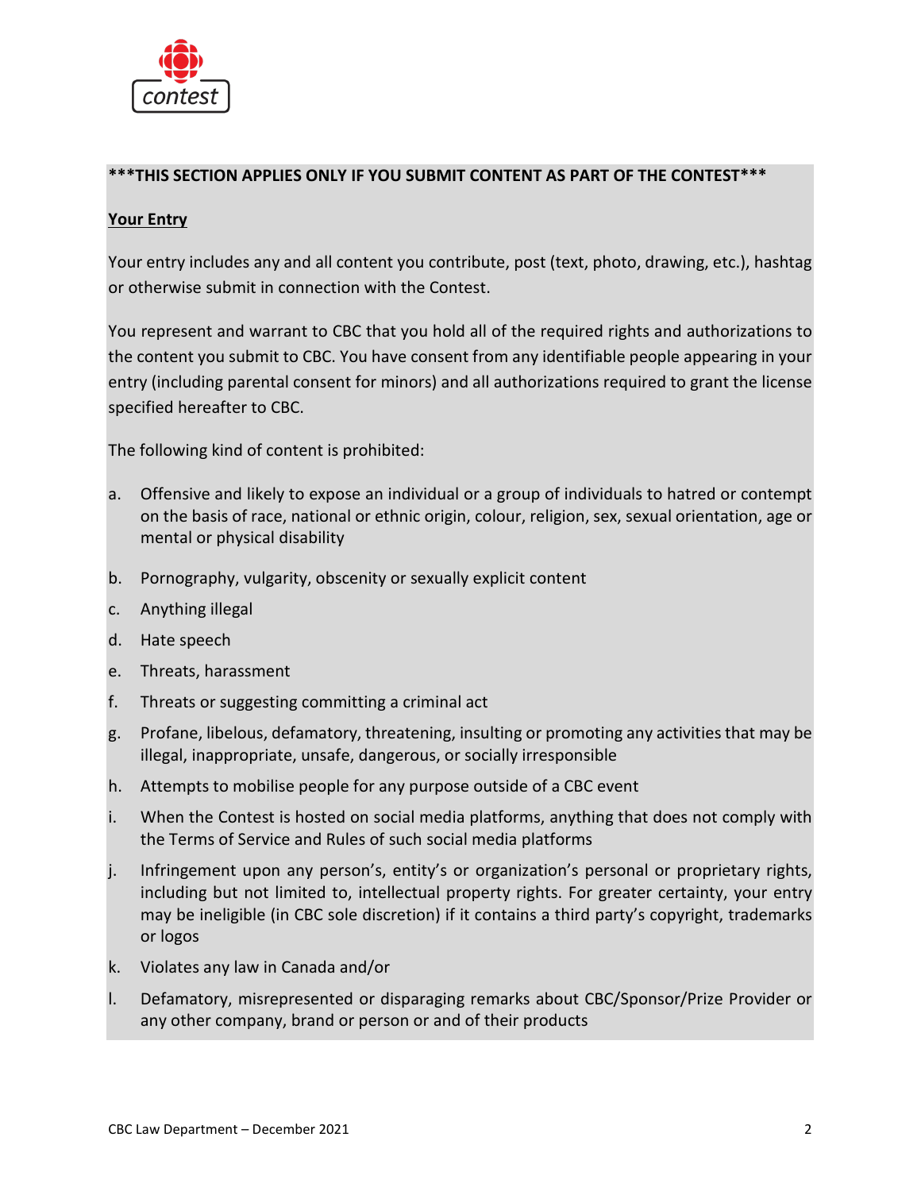**\*\*\*THIS SECTION APPLIES ONLY IF YOU SUBMIT CONTENT AS PART OF THE CONTEST\*\*\***

**Your Entry**

Your entry includes any and all content you contribute, post (text, photo, drawing, etc.), hashtag or otherwise submit in connection with the Contest.

You represent and warrant to CBC that you hold all of the required rights and authorizations to the content you submit to CBC. You have consent from any identifiable people appearing in your entry (including parental consent for minors) and all authorizations required to grant the license specified hereafter to CBC.

The following kind of content is prohibited:

a. Offensive and likely to expose an individual or a group of individuals to hatred or contempt on the basis of race, national or ethnic origin, colour, religion, sex, sexual orientation, age or mental or physical disability
b. Pornography, vulgarity, obscenity or sexually explicit content
c. Anything illegal
d. Hate speech
e. Threats, harassment
f. Threats or suggesting committing a criminal act
g. Profane, libelous, defamatory, threatening, insulting or promoting any activities that may be illegal, inappropriate, unsafe, dangerous, or socially irresponsible
h. Attempts to mobilise people for any purpose outside of a CBC event
i. When the Contest is hosted on social media platforms, anything that does not comply with the Terms of Service and Rules of such social media platforms
j. Infringement upon any person's, entity's or organization's personal or proprietary rights, including but not limited to, intellectual property rights. For greater certainty, your entry may be ineligible (in CBC sole discretion) if it contains a third party's copyright, trademarks or logos
k. Violates any law in Canada and/or
l. Defamatory, misrepresented or disparaging remarks about CBC/Sponsor/Prize Provider or any other company, brand or person or and of their products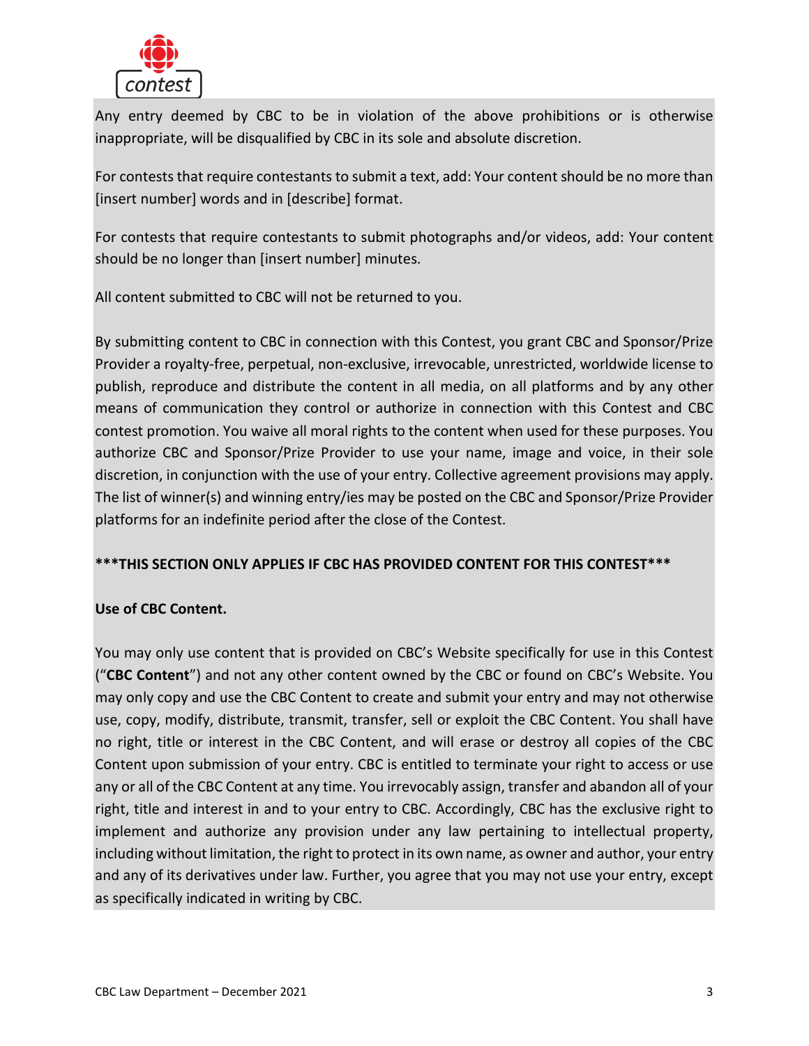Any entry deemed by CBC to be in violation of the above prohibitions or is otherwise inappropriate, will be disqualified by CBC in its sole and absolute discretion.

For contests that require contestants to submit a text, add: Your content should be no more than [insert number] words and in [describe] format.

For contests that require contestants to submit photographs and/or videos, add: Your content should be no longer than [insert number] minutes.

All content submitted to CBC will not be returned to you.

By submitting content to CBC in connection with this Contest, you grant CBC and Sponsor/Prize Provider a royalty-free, perpetual, non-exclusive, irrevocable, unrestricted, worldwide license to publish, reproduce and distribute the content in all media, on all platforms and by any other means of communication they control or authorize in connection with this Contest and CBC contest promotion. You waive all moral rights to the content when used for these purposes. You authorize CBC and Sponsor/Prize Provider to use your name, image and voice, in their sole discretion, in conjunction with the use of your entry. Collective agreement provisions may apply. The list of winner(s) and winning entry/ies may be posted on the CBC and Sponsor/Prize Provider platforms for an indefinite period after the close of the Contest.

**\*\*\*THIS SECTION ONLY APPLIES IF CBC HAS PROVIDED CONTENT FOR THIS CONTEST\*\*\***

**Use of CBC Content.**

You may only use content that is provided on CBC's Website specifically for use in this Contest ("**CBC Content**") and not any other content owned by the CBC or found on CBC's Website. You may only copy and use the CBC Content to create and submit your entry and may not otherwise use, copy, modify, distribute, transmit, transfer, sell or exploit the CBC Content. You shall have no right, title or interest in the CBC Content, and will erase or destroy all copies of the CBC Content upon submission of your entry. CBC is entitled to terminate your right to access or use any or all of the CBC Content at any time. You irrevocably assign, transfer and abandon all of your right, title and interest in and to your entry to CBC. Accordingly, CBC has the exclusive right to implement and authorize any provision under any law pertaining to intellectual property, including without limitation, the right to protect in its own name, as owner and author, your entry and any of its derivatives under law. Further, you agree that you may not use your entry, except as specifically indicated in writing by CBC.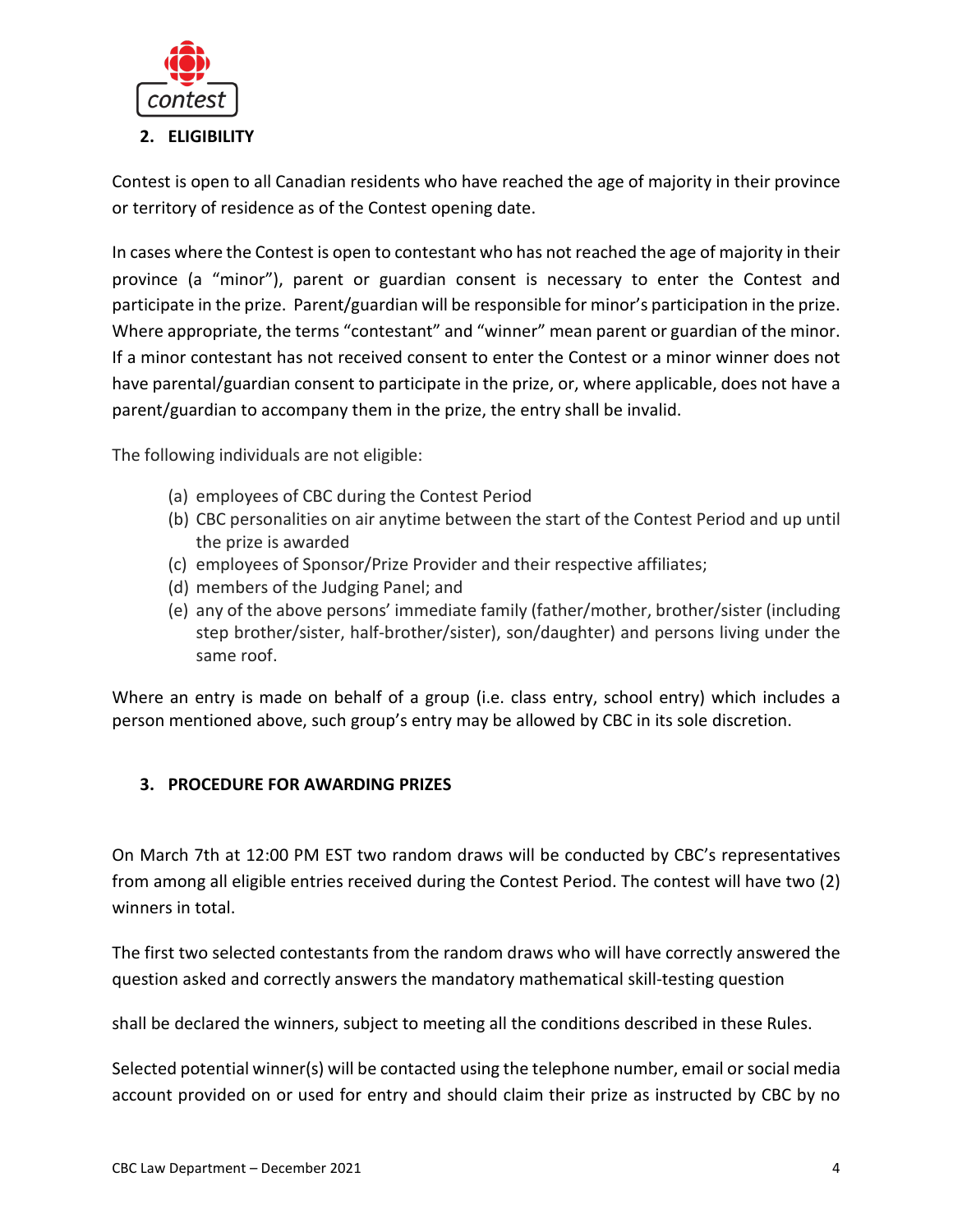## 2. ELIGIBILITY

Contest is open to all Canadian residents who have reached the age of majority in their province or territory of residence as of the Contest opening date.

In cases where the Contest is open to contestant who has not reached the age of majority in their province (a "minor"), parent or guardian consent is necessary to enter the Contest and participate in the prize. Parent/guardian will be responsible for minor's participation in the prize. Where appropriate, the terms "contestant" and "winner" mean parent or guardian of the minor. If a minor contestant has not received consent to enter the Contest or a minor winner does not have parental/guardian consent to participate in the prize, or, where applicable, does not have a parent/guardian to accompany them in the prize, the entry shall be invalid.

The following individuals are not eligible:

(a) employees of CBC during the Contest Period
(b) CBC personalities on air anytime between the start of the Contest Period and up until the prize is awarded
(c) employees of Sponsor/Prize Provider and their respective affiliates;
(d) members of the Judging Panel; and
(e) any of the above persons' immediate family (father/mother, brother/sister (including step brother/sister, half-brother/sister), son/daughter) and persons living under the same roof.

Where an entry is made on behalf of a group (i.e. class entry, school entry) which includes a person mentioned above, such group's entry may be allowed by CBC in its sole discretion.

## 3. PROCEDURE FOR AWARDING PRIZES

On March 7th at 12:00 PM EST two random draws will be conducted by CBC's representatives from among all eligible entries received during the Contest Period. The contest will have two (2) winners in total.

The first two selected contestants from the random draws who will have correctly answered the question asked and correctly answers the mandatory mathematical skill-testing question

shall be declared the winners, subject to meeting all the conditions described in these Rules.

Selected potential winner(s) will be contacted using the telephone number, email or social media account provided on or used for entry and should claim their prize as instructed by CBC by no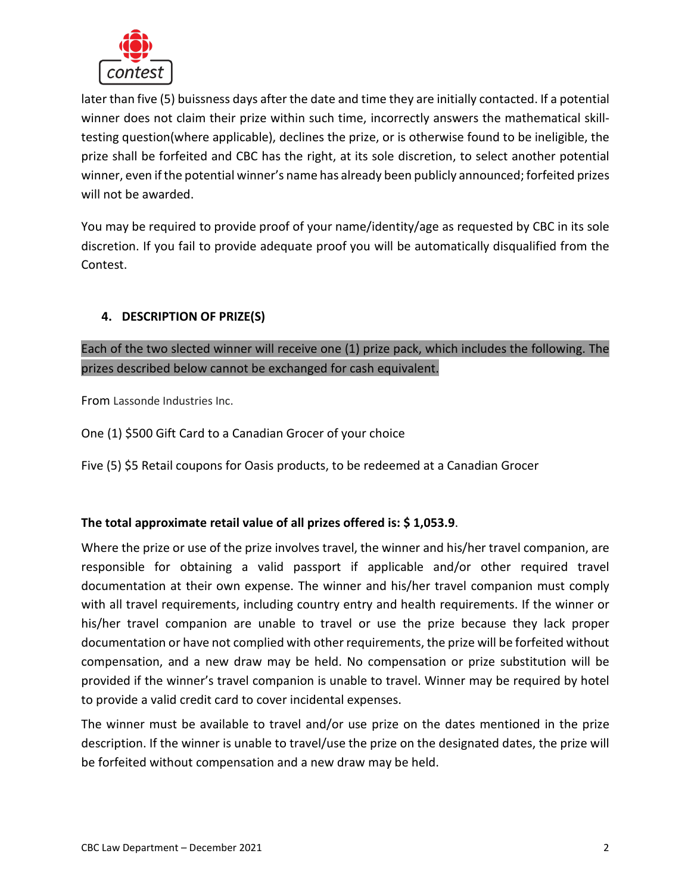later than five (5) buissness days after the date and time they are initially contacted. If a potential winner does not claim their prize within such time, incorrectly answers the mathematical skill-testing question(where applicable), declines the prize, or is otherwise found to be ineligible, the prize shall be forfeited and CBC has the right, at its sole discretion, to select another potential winner, even if the potential winner's name has already been publicly announced; forfeited prizes will not be awarded.

You may be required to provide proof of your name/identity/age as requested by CBC in its sole discretion. If you fail to provide adequate proof you will be automatically disqualified from the Contest.

## 4. DESCRIPTION OF PRIZE(S)

Each of the two slected winner will receive one (1) prize pack, which includes the following. The prizes described below cannot be exchanged for cash equivalent.

From Lassonde Industries Inc.

One (1) $500 Gift Card to a Canadian Grocer of your choice

Five (5) $5 Retail coupons for Oasis products, to be redeemed at a Canadian Grocer

**The total approximate retail value of all prizes offered is: $ 1,053.9**.

Where the prize or use of the prize involves travel, the winner and his/her travel companion, are responsible for obtaining a valid passport if applicable and/or other required travel documentation at their own expense. The winner and his/her travel companion must comply with all travel requirements, including country entry and health requirements. If the winner or his/her travel companion are unable to travel or use the prize because they lack proper documentation or have not complied with other requirements, the prize will be forfeited without compensation, and a new draw may be held. No compensation or prize substitution will be provided if the winner's travel companion is unable to travel. Winner may be required by hotel to provide a valid credit card to cover incidental expenses.

The winner must be available to travel and/or use prize on the dates mentioned in the prize description. If the winner is unable to travel/use the prize on the designated dates, the prize will be forfeited without compensation and a new draw may be held.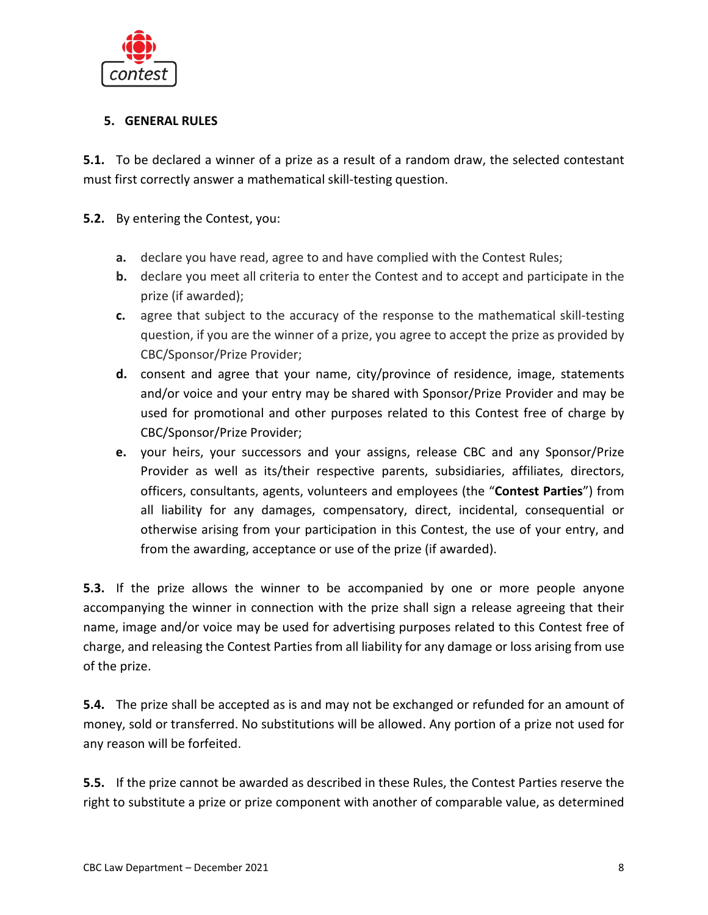## 5. GENERAL RULES

**5.1.** To be declared a winner of a prize as a result of a random draw, the selected contestant must first correctly answer a mathematical skill-testing question.

**5.2.** By entering the Contest, you:

- **a.** declare you have read, agree to and have complied with the Contest Rules;
- **b.** declare you meet all criteria to enter the Contest and to accept and participate in the prize (if awarded);
- **c.** agree that subject to the accuracy of the response to the mathematical skill-testing question, if you are the winner of a prize, you agree to accept the prize as provided by CBC/Sponsor/Prize Provider;
- **d.** consent and agree that your name, city/province of residence, image, statements and/or voice and your entry may be shared with Sponsor/Prize Provider and may be used for promotional and other purposes related to this Contest free of charge by CBC/Sponsor/Prize Provider;
- **e.** your heirs, your successors and your assigns, release CBC and any Sponsor/Prize Provider as well as its/their respective parents, subsidiaries, affiliates, directors, officers, consultants, agents, volunteers and employees (the "**Contest Parties**") from all liability for any damages, compensatory, direct, incidental, consequential or otherwise arising from your participation in this Contest, the use of your entry, and from the awarding, acceptance or use of the prize (if awarded).

**5.3.** If the prize allows the winner to be accompanied by one or more people anyone accompanying the winner in connection with the prize shall sign a release agreeing that their name, image and/or voice may be used for advertising purposes related to this Contest free of charge, and releasing the Contest Parties from all liability for any damage or loss arising from use of the prize.

**5.4.** The prize shall be accepted as is and may not be exchanged or refunded for an amount of money, sold or transferred. No substitutions will be allowed. Any portion of a prize not used for any reason will be forfeited.

**5.5.** If the prize cannot be awarded as described in these Rules, the Contest Parties reserve the right to substitute a prize or prize component with another of comparable value, as determined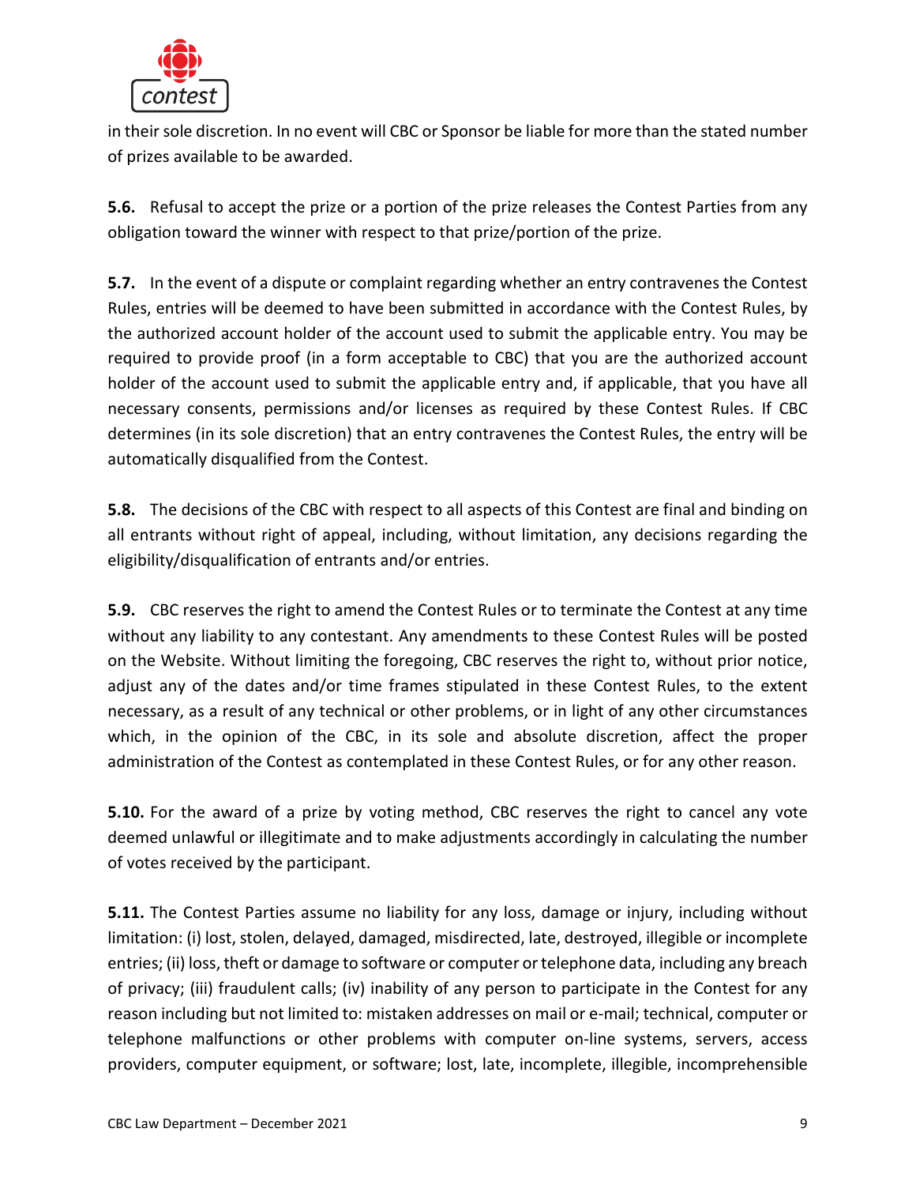in their sole discretion. In no event will CBC or Sponsor be liable for more than the stated number of prizes available to be awarded.

**5.6.** Refusal to accept the prize or a portion of the prize releases the Contest Parties from any obligation toward the winner with respect to that prize/portion of the prize.

**5.7.** In the event of a dispute or complaint regarding whether an entry contravenes the Contest Rules, entries will be deemed to have been submitted in accordance with the Contest Rules, by the authorized account holder of the account used to submit the applicable entry. You may be required to provide proof (in a form acceptable to CBC) that you are the authorized account holder of the account used to submit the applicable entry and, if applicable, that you have all necessary consents, permissions and/or licenses as required by these Contest Rules. If CBC determines (in its sole discretion) that an entry contravenes the Contest Rules, the entry will be automatically disqualified from the Contest.

**5.8.** The decisions of the CBC with respect to all aspects of this Contest are final and binding on all entrants without right of appeal, including, without limitation, any decisions regarding the eligibility/disqualification of entrants and/or entries.

**5.9.** CBC reserves the right to amend the Contest Rules or to terminate the Contest at any time without any liability to any contestant. Any amendments to these Contest Rules will be posted on the Website. Without limiting the foregoing, CBC reserves the right to, without prior notice, adjust any of the dates and/or time frames stipulated in these Contest Rules, to the extent necessary, as a result of any technical or other problems, or in light of any other circumstances which, in the opinion of the CBC, in its sole and absolute discretion, affect the proper administration of the Contest as contemplated in these Contest Rules, or for any other reason.

**5.10.** For the award of a prize by voting method, CBC reserves the right to cancel any vote deemed unlawful or illegitimate and to make adjustments accordingly in calculating the number of votes received by the participant.

**5.11.** The Contest Parties assume no liability for any loss, damage or injury, including without limitation: (i) lost, stolen, delayed, damaged, misdirected, late, destroyed, illegible or incomplete entries; (ii) loss, theft or damage to software or computer or telephone data, including any breach of privacy; (iii) fraudulent calls; (iv) inability of any person to participate in the Contest for any reason including but not limited to: mistaken addresses on mail or e-mail; technical, computer or telephone malfunctions or other problems with computer on-line systems, servers, access providers, computer equipment, or software; lost, late, incomplete, illegible, incomprehensible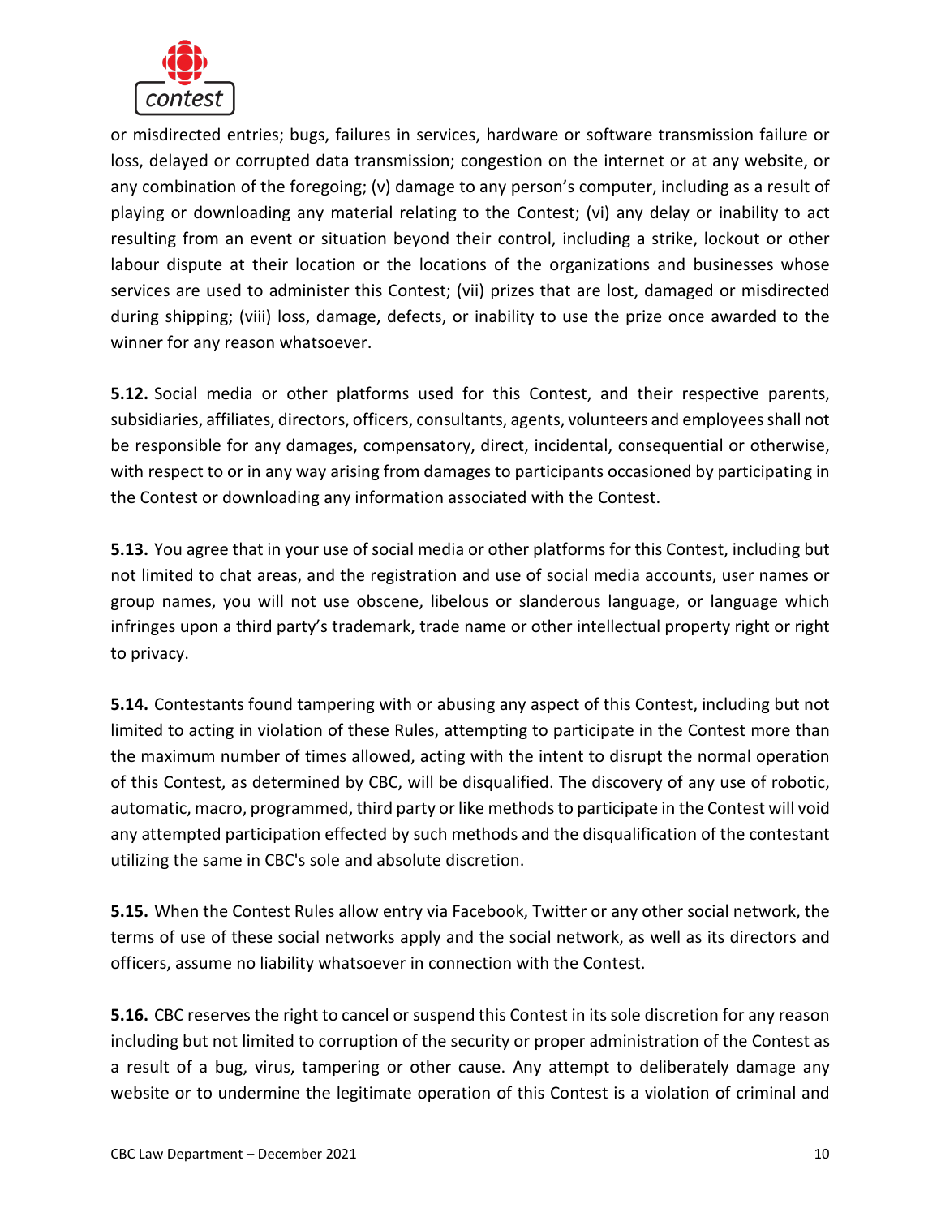or misdirected entries; bugs, failures in services, hardware or software transmission failure or loss, delayed or corrupted data transmission; congestion on the internet or at any website, or any combination of the foregoing; (v) damage to any person's computer, including as a result of playing or downloading any material relating to the Contest; (vi) any delay or inability to act resulting from an event or situation beyond their control, including a strike, lockout or other labour dispute at their location or the locations of the organizations and businesses whose services are used to administer this Contest; (vii) prizes that are lost, damaged or misdirected during shipping; (viii) loss, damage, defects, or inability to use the prize once awarded to the winner for any reason whatsoever.

**5.12.** Social media or other platforms used for this Contest, and their respective parents, subsidiaries, affiliates, directors, officers, consultants, agents, volunteers and employees shall not be responsible for any damages, compensatory, direct, incidental, consequential or otherwise, with respect to or in any way arising from damages to participants occasioned by participating in the Contest or downloading any information associated with the Contest.

**5.13.** You agree that in your use of social media or other platforms for this Contest, including but not limited to chat areas, and the registration and use of social media accounts, user names or group names, you will not use obscene, libelous or slanderous language, or language which infringes upon a third party's trademark, trade name or other intellectual property right or right to privacy.

**5.14.** Contestants found tampering with or abusing any aspect of this Contest, including but not limited to acting in violation of these Rules, attempting to participate in the Contest more than the maximum number of times allowed, acting with the intent to disrupt the normal operation of this Contest, as determined by CBC, will be disqualified. The discovery of any use of robotic, automatic, macro, programmed, third party or like methods to participate in the Contest will void any attempted participation effected by such methods and the disqualification of the contestant utilizing the same in CBC's sole and absolute discretion.

**5.15.** When the Contest Rules allow entry via Facebook, Twitter or any other social network, the terms of use of these social networks apply and the social network, as well as its directors and officers, assume no liability whatsoever in connection with the Contest.

**5.16.** CBC reserves the right to cancel or suspend this Contest in its sole discretion for any reason including but not limited to corruption of the security or proper administration of the Contest as a result of a bug, virus, tampering or other cause. Any attempt to deliberately damage any website or to undermine the legitimate operation of this Contest is a violation of criminal and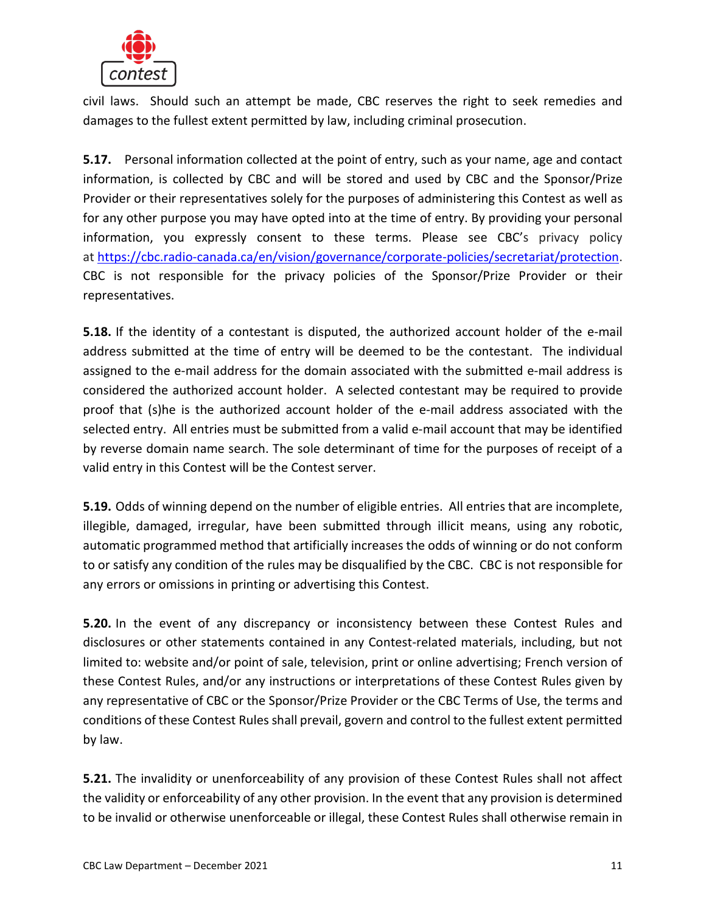civil laws. Should such an attempt be made, CBC reserves the right to seek remedies and damages to the fullest extent permitted by law, including criminal prosecution.

**5.17.** Personal information collected at the point of entry, such as your name, age and contact information, is collected by CBC and will be stored and used by CBC and the Sponsor/Prize Provider or their representatives solely for the purposes of administering this Contest as well as for any other purpose you may have opted into at the time of entry. By providing your personal information, you expressly consent to these terms. Please see CBC's privacy policy at [https://cbc.radio-canada.ca/en/vision/governance/corporate-policies/secretariat/protection](https://cbc.radio-canada.ca/en/vision/governance/corporate-policies/secretariat/protection). CBC is not responsible for the privacy policies of the Sponsor/Prize Provider or their representatives.

**5.18.** If the identity of a contestant is disputed, the authorized account holder of the e-mail address submitted at the time of entry will be deemed to be the contestant. The individual assigned to the e-mail address for the domain associated with the submitted e-mail address is considered the authorized account holder. A selected contestant may be required to provide proof that (s)he is the authorized account holder of the e-mail address associated with the selected entry. All entries must be submitted from a valid e-mail account that may be identified by reverse domain name search. The sole determinant of time for the purposes of receipt of a valid entry in this Contest will be the Contest server.

**5.19.** Odds of winning depend on the number of eligible entries. All entries that are incomplete, illegible, damaged, irregular, have been submitted through illicit means, using any robotic, automatic programmed method that artificially increases the odds of winning or do not conform to or satisfy any condition of the rules may be disqualified by the CBC. CBC is not responsible for any errors or omissions in printing or advertising this Contest.

**5.20.** In the event of any discrepancy or inconsistency between these Contest Rules and disclosures or other statements contained in any Contest-related materials, including, but not limited to: website and/or point of sale, television, print or online advertising; French version of these Contest Rules, and/or any instructions or interpretations of these Contest Rules given by any representative of CBC or the Sponsor/Prize Provider or the CBC Terms of Use, the terms and conditions of these Contest Rules shall prevail, govern and control to the fullest extent permitted by law.

**5.21.** The invalidity or unenforceability of any provision of these Contest Rules shall not affect the validity or enforceability of any other provision. In the event that any provision is determined to be invalid or otherwise unenforceable or illegal, these Contest Rules shall otherwise remain in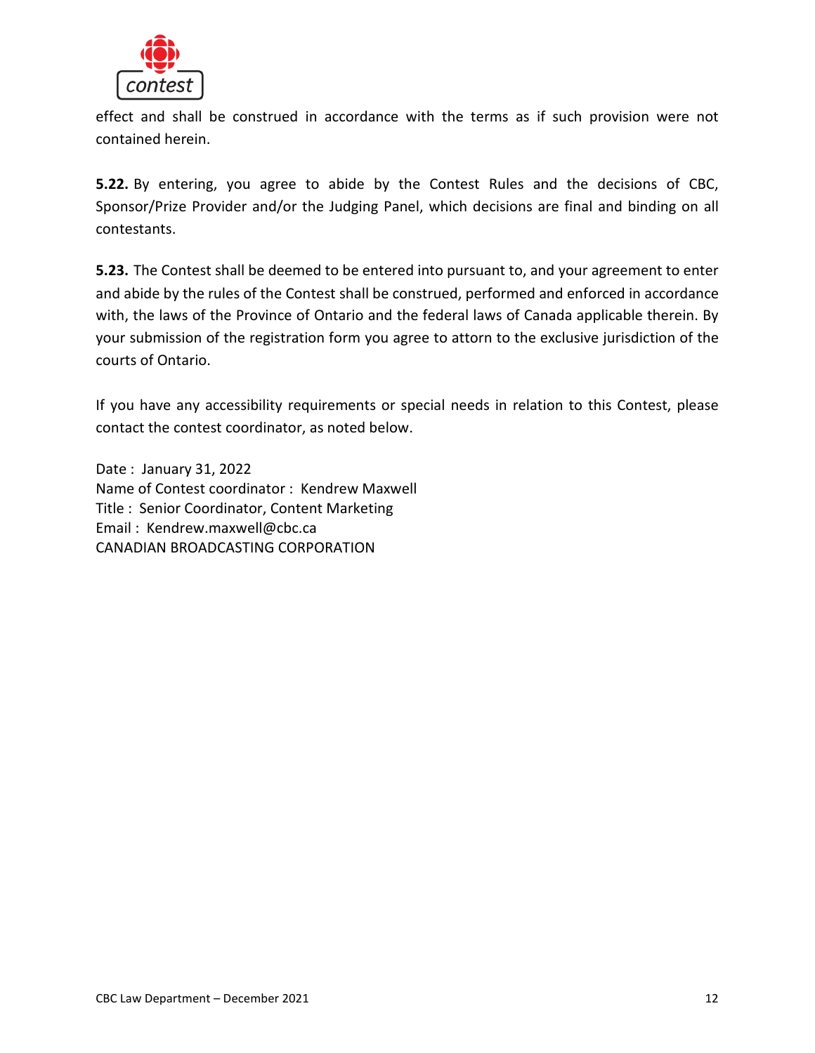effect and shall be construed in accordance with the terms as if such provision were not contained herein.

**5.22.** By entering, you agree to abide by the Contest Rules and the decisions of CBC, Sponsor/Prize Provider and/or the Judging Panel, which decisions are final and binding on all contestants.

**5.23.** The Contest shall be deemed to be entered into pursuant to, and your agreement to enter and abide by the rules of the Contest shall be construed, performed and enforced in accordance with, the laws of the Province of Ontario and the federal laws of Canada applicable therein. By your submission of the registration form you agree to attorn to the exclusive jurisdiction of the courts of Ontario.

If you have any accessibility requirements or special needs in relation to this Contest, please contact the contest coordinator, as noted below.

Date : January 31, 2022
Name of Contest coordinator : Kendrew Maxwell
Title : Senior Coordinator, Content Marketing
Email : Kendrew.maxwell@cbc.ca
CANADIAN BROADCASTING CORPORATION